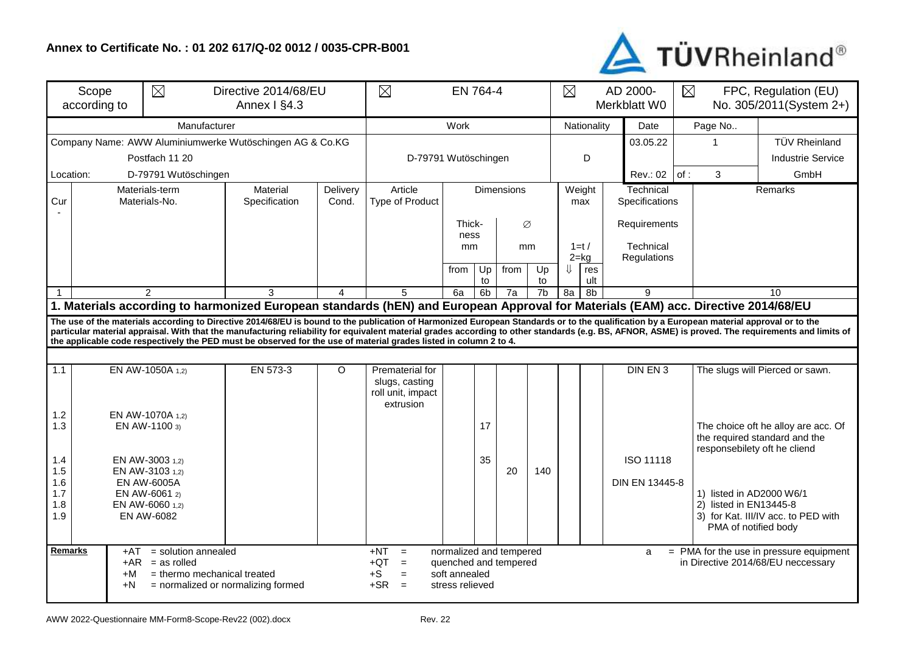**Annex to Certificate No. : 01 202 617/Q-02 0012 / 0035-CPR-B001**

TÜVRheinland®

| Scope according to | ☒ | Directive 2014/68/EU Annex I §4.3 | | ☒ | EN 764-4 | | | | ☒ | | AD 2000-Merkblatt W0 | ☒ | FPC, Regulation (EU) No. 305/2011(System 2+) |
|---|---|---|---|---|---|---|---|---|---|---|---|---|---|
| Manufacturer | | | | Work | | | | | Nationality | | Date | Page No.. | |
| Company Name: AWW Aluminiumwerke Wutöschingen AG & Co.KG | | | | | | | | | | | 03.05.22 | 1 | TÜV Rheinland |
| Postfach 11 20 | | | | D-79791 Wutöschingen | | | | | D | | | | Industrie Service |
| Location: D-79791 Wutöschingen | | | | | | | | | | | Rev.: 02 | of : 3 | GmbH |

| Cur- | Materials-term Materials-No. | Material Specification | Delivery Cond. | Article Type of Product | Dimensions Thickness mm from | Up to | Ø mm from | Up to | Weight max 1=t / 2=kg ⇓ | res ult | Technical Specifications Requirements Technical Regulations | Remarks |
|---|---|---|---|---|---|---|---|---|---|---|---|---|
| 1 | 2 | 3 | 4 | 5 | 6a | 6b | 7a | 7b | 8a | 8b | 9 | 10 |

**1. Materials according to harmonized European standards (hEN) and European Approval for Materials (EAM) acc. Directive 2014/68/EU**

**The use of the materials according to Directive 2014/68/EU is bound to the publication of Harmonized European Standards or to the qualification by a European material approval or to the particular material appraisal. With that the manufacturing reliability for equivalent material grades according to other standards (e.g. BS, AFNOR, ASME) is proved. The requirements and limits of the applicable code respectively the PED must be observed for the use of material grades listed in column 2 to 4.**

| Cur- | Materials-term Materials-No. | Material Specification | Delivery Cond. | Article Type of Product | 6a | 6b | 7a | 7b | 8a | 8b | Technical Specifications | Remarks |
|---|---|---|---|---|---|---|---|---|---|---|---|---|
| 1.1 | EN AW-1050A 1,2) | EN 573-3 | O | Prematerial for slugs, casting roll unit, impact extrusion | | | | | | | DIN EN 3 | The slugs will Pierced or sawn. |
| 1.2 | EN AW-1070A 1,2) | | | | | | | | | | | |
| 1.3 | EN AW-1100 3) | | | | | 17 | | | | | | The choice oft he alloy are acc. Of the required standard and the responsebilety oft he cliend |
| 1.4 | EN AW-3003 1,2) | | | | | 35 | | | | | ISO 11118 | |
| 1.5 | EN AW-3103 1,2) | | | | | | 20 | 140 | | | | |
| 1.6 | EN AW-6005A | | | | | | | | | | DIN EN 13445-8 | |
| 1.7 | EN AW-6061 2) | | | | | | | | | | | 1) listed in AD2000 W6/1 |
| 1.8 | EN AW-6060 1,2) | | | | | | | | | | | 2) listed in EN13445-8 |
| 1.9 | EN AW-6082 | | | | | | | | | | | 3) for Kat. III/IV acc. to PED with PMA of notified body |

**Remarks**

+AT = solution annealed
+AR = as rolled
+M = thermo mechanical treated
+N = normalized or normalizing formed

+NT = normalized and tempered
+QT = quenched and tempered
+S = soft annealed
+SR = stress relieved

a = PMA for the use in pressure equipment in Directive 2014/68/EU neccessary

AWW 2022-Questionnaire MM-Form8-Scope-Rev22 (002).docx Rev. 22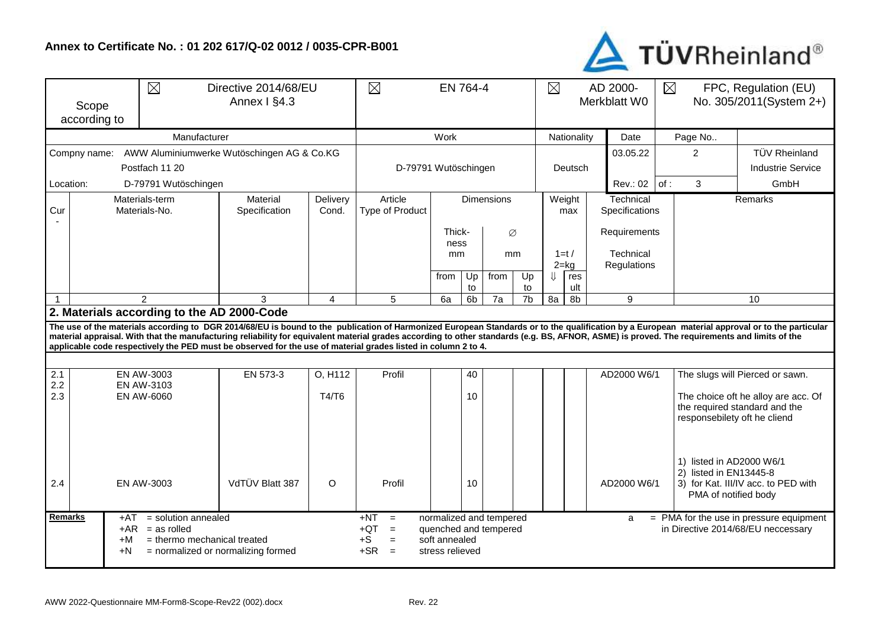**Annex to Certificate No. : 01 202 617/Q-02 0012 / 0035-CPR-B001**

TÜVRheinland®

| Scope according to | ☒ | Directive 2014/68/EU Annex I §4.3 | ☒ | EN 764-4 | ☒ | AD 2000-Merkblatt W0 | ☒ | FPC, Regulation (EU) No. 305/2011(System 2+) |
|---|---|---|---|---|---|---|---|---|

| Manufacturer | Work | Nationality | Date | Page No.. | |
|---|---|---|---|---|---|
| Compny name: AWW Aluminiumwerke Wutöschingen AG & Co.KG Postfach 11 20 Location: D-79791 Wutöschingen | D-79791 Wutöschingen | Deutsch | 03.05.22 Rev.: 02 | 2 of : 3 | TÜV Rheinland Industrie Service GmbH |

| Cur- | Materials-term Materials-No. | Material Specification | Delivery Cond. | Article Type of Product | Dimensions Thick-ness mm from | Up to | ∅ mm from | Up to | Weight max 1=t / 2=kg ⇓ | res ult | Technical Specifications Requirements Technical Regulations | Remarks |
|---|---|---|---|---|---|---|---|---|---|---|---|---|
| 1 | 2 | 3 | 4 | 5 | 6a | 6b | 7a | 7b | 8a | 8b | 9 | 10 |
| **2. Materials according to the AD 2000-Code** | | | | | | | | | | | | |
| **The use of the materials according to DGR 2014/68/EU is bound to the publication of Harmonized European Standards or to the qualification by a European material approval or to the particular material appraisal. With that the manufacturing reliability for equivalent material grades according to other standards (e.g. BS, AFNOR, ASME) is proved. The requirements and limits of the applicable code respectively the PED must be observed for the use of material grades listed in column 2 to 4.** | | | | | | | | | | | | |
| 2.1 2.2 | EN AW-3003 EN AW-3103 | EN 573-3 | O, H112 | Profil | | 40 | | | | | AD2000 W6/1 | The slugs will Pierced or sawn. |
| 2.3 | EN AW-6060 | | T4/T6 | | | 10 | | | | | | The choice oft he alloy are acc. Of the required standard and the responsebilety oft he cliend |
| 2.4 | EN AW-3003 | VdTÜV Blatt 387 | O | Profil | | 10 | | | | | AD2000 W6/1 | 1) listed in AD2000 W6/1 2) listed in EN13445-8 3) for Kat. III/IV acc. to PED with PMA of notified body |

**Remarks**

| | | |
|---|---|---|
| +AT = solution annealed | +NT = normalized and tempered | a = PMA for the use in pressure equipment in Directive 2014/68/EU neccessary |
| +AR = as rolled | +QT = quenched and tempered | |
| +M = thermo mechanical treated | +S = soft annealed | |
| +N = normalized or normalizing formed | +SR = stress relieved | |

AWW 2022-Questionnaire MM-Form8-Scope-Rev22 (002).docx Rev. 22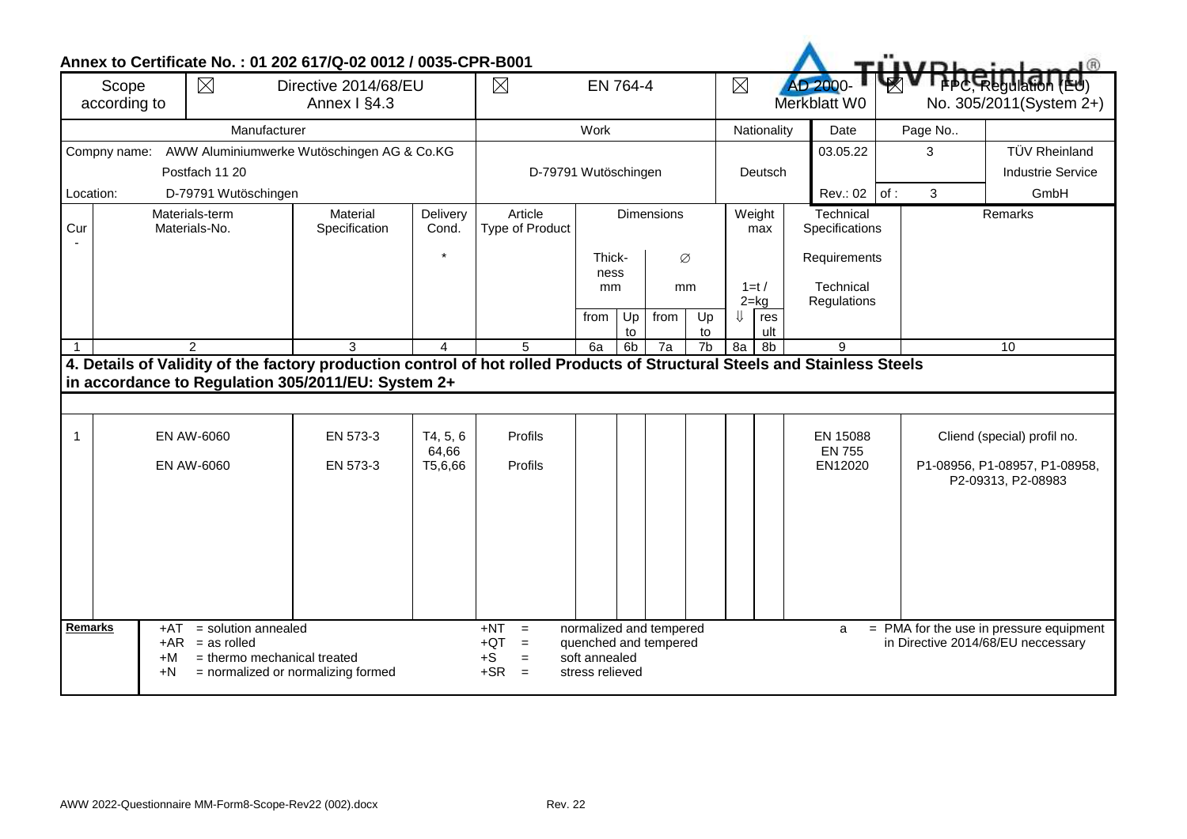# Annex to Certificate No. : 01 202 617/Q-02 0012 / 0035-CPR-B001

| Scope according to | ☒ | Directive 2014/68/EU Annex I §4.3 | ☒ | EN 764-4 | ☒ | AD 2000-Merkblatt W0 | ☒ | FPC, Regulation (EU) No. 305/2011(System 2+) |
|---|---|---|---|---|---|---|---|---|

| Manufacturer | Work | Nationality | Date | Page No.. | |
|---|---|---|---|---|---|
| Compny name: AWW Aluminiumwerke Wutöschingen AG & Co.KG<br>Postfach 11 20<br>Location: D-79791 Wutöschingen | D-79791 Wutöschingen | Deutsch | 03.05.22<br>Rev.: 02 | 3<br>of : 3 | TÜV Rheinland Industrie Service GmbH |

| Cur- | Materials-term Materials-No. | Material Specification | Delivery Cond. * | Article Type of Product | Dimensions Thickness mm from | Up to | ∅ mm from | Up to | Weight max 1=t / 2=kg ⇓ | result | Technical Specifications Requirements Technical Regulations | Remarks |
|---|---|---|---|---|---|---|---|---|---|---|---|---|
| 1 | 2 | 3 | 4 | 5 | 6a | 6b | 7a | 7b | 8a | 8b | 9 | 10 |
| **4. Details of Validity of the factory production control of hot rolled Products of Structural Steels and Stainless Steels in accordance to Regulation 305/2011/EU: System 2+** | | | | | | | | | | | | |
| 1 | EN AW-6060 | EN 573-3 | T4, 5, 6 64,66 | Profils | | | | | | | EN 15088 EN 755 EN12020 | Cliend (special) profil no. |
| | EN AW-6060 | EN 573-3 | T5,6,66 | Profils | | | | | | | | P1-08956, P1-08957, P1-08958, P2-09313, P2-08983 |

**Remarks**

- +AT = solution annealed
- +AR = as rolled
- +M = thermo mechanical treated
- +N = normalized or normalizing formed
- +NT = normalized and tempered
- +QT = quenched and tempered
- +S = soft annealed
- +SR = stress relieved
- a = PMA for the use in pressure equipment in Directive 2014/68/EU neccessary

AWW 2022-Questionnaire MM-Form8-Scope-Rev22 (002).docx Rev. 22